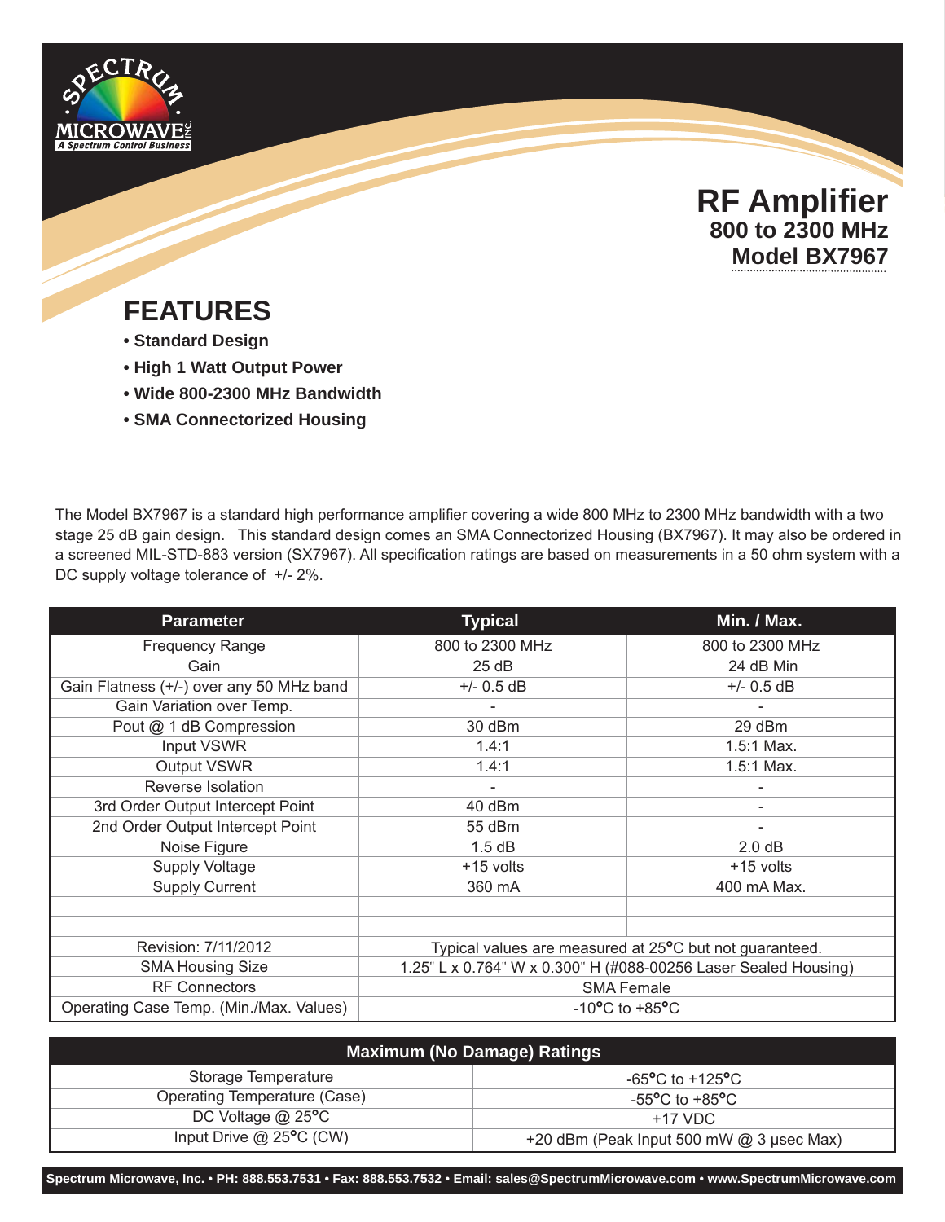# RF Amplifier
## 800 to 2300 MHz
## Model BX7967

## FEATURES

- **Standard Design**
- **High 1 Watt Output Power**
- **Wide 800-2300 MHz Bandwidth**
- **SMA Connectorized Housing**

The Model BX7967 is a standard high performance amplifier covering a wide 800 MHz to 2300 MHz bandwidth with a two stage 25 dB gain design. This standard design comes an SMA Connectorized Housing (BX7967). It may also be ordered in a screened MIL-STD-883 version (SX7967). All specification ratings are based on measurements in a 50 ohm system with a DC supply voltage tolerance of +/- 2%.

| Parameter | Typical | Min. / Max. |
|---|---|---|
| Frequency Range | 800 to 2300 MHz | 800 to 2300 MHz |
| Gain | 25 dB | 24 dB Min |
| Gain Flatness (+/-) over any 50 MHz band | +/- 0.5 dB | +/- 0.5 dB |
| Gain Variation over Temp. | - | - |
| Pout @ 1 dB Compression | 30 dBm | 29 dBm |
| Input VSWR | 1.4:1 | 1.5:1 Max. |
| Output VSWR | 1.4:1 | 1.5:1 Max. |
| Reverse Isolation | - | - |
| 3rd Order Output Intercept Point | 40 dBm | - |
| 2nd Order Output Intercept Point | 55 dBm | - |
| Noise Figure | 1.5 dB | 2.0 dB |
| Supply Voltage | +15 volts | +15 volts |
| Supply Current | 360 mA | 400 mA Max. |
| | | |
| | | |
| Revision: 7/11/2012 | Typical values are measured at 25°C but not guaranteed. | |
| SMA Housing Size | 1.25" L x 0.764" W x 0.300" H (#088-00256 Laser Sealed Housing) | |
| RF Connectors | SMA Female | |
| Operating Case Temp. (Min./Max. Values) | -10°C to +85°C | |

| Maximum (No Damage) Ratings | |
|---|---|
| Storage Temperature | -65°C to +125°C |
| Operating Temperature (Case) | -55°C to +85°C |
| DC Voltage @ 25°C | +17 VDC |
| Input Drive @ 25°C (CW) | +20 dBm (Peak Input 500 mW @ 3 µsec Max) |

**Spectrum Microwave, Inc. • PH: 888.553.7531 • Fax: 888.553.7532 • Email: sales@SpectrumMicrowave.com • www.SpectrumMicrowave.com**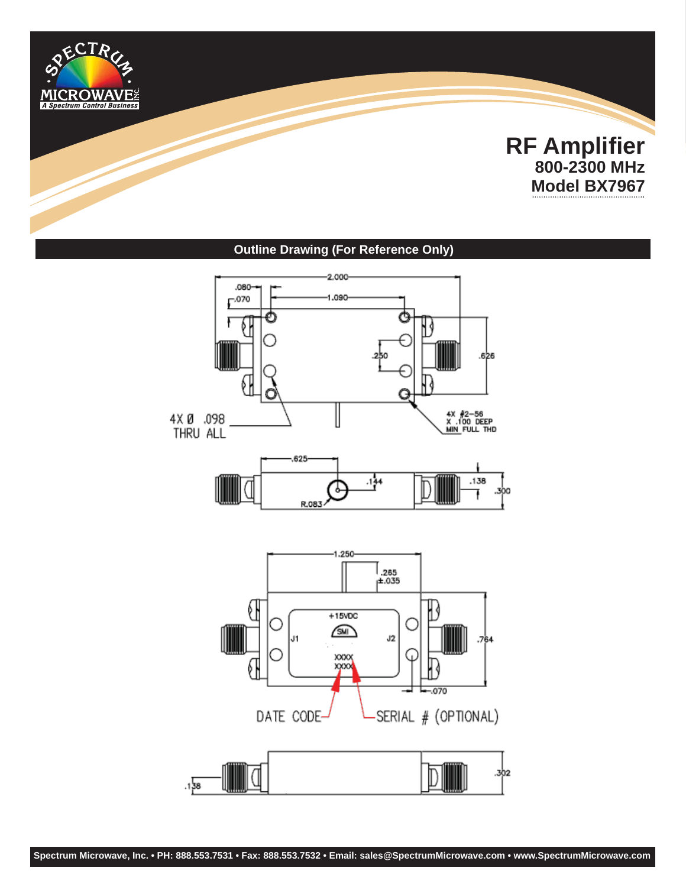# RF Amplifier

**800-2300 MHz**

**Model BX7967**

## Outline Drawing (For Reference Only)

2.000
.080
.070
1.090
.250
.626
4X Ø .098
THRU ALL
4X #2-56
X .100 DEEP
MIN FULL THD

.625
.144
.138
.300
R.083

1.250
.265
±.035
+15VDC
SMI
J1
J2
XXXX
XXXX
.764
.070
DATE CODE
SERIAL # (OPTIONAL)

.138
.302

Spectrum Microwave, Inc. • PH: 888.553.7531 • Fax: 888.553.7532 • Email: sales@SpectrumMicrowave.com • www.SpectrumMicrowave.com